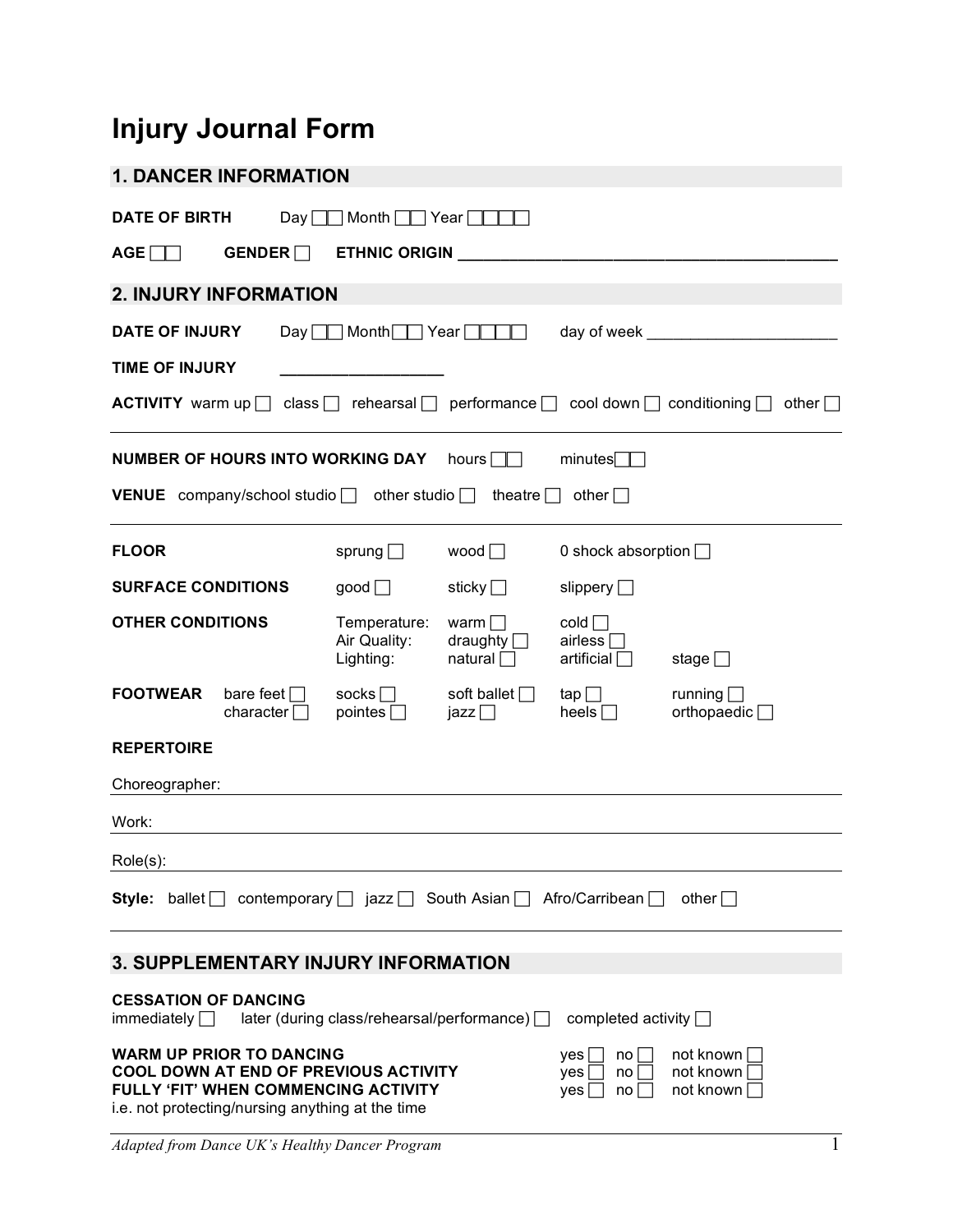# Injury Journal Form

## 1. DANCER INFORMATION

**DATE OF BIRTH** Day ☐☐ Month ☐☐ Year ☐☐☐☐

**AGE** ☐☐ **GENDER** ☐ **ETHNIC ORIGIN** ___________________________________________

## 2. INJURY INFORMATION

**DATE OF INJURY** Day ☐☐ Month ☐☐ Year ☐☐☐☐ day of week ______________________

**TIME OF INJURY** __________________

**ACTIVITY** warm up ☐ class ☐ rehearsal ☐ performance ☐ cool down ☐ conditioning ☐ other ☐

---

**NUMBER OF HOURS INTO WORKING DAY** hours ☐☐ minutes ☐☐

**VENUE** company/school studio ☐ other studio ☐ theatre ☐ other ☐

---

| | | | | |
|---|---|---|---|---|
| **FLOOR** | sprung ☐ | wood ☐ | 0 shock absorption ☐ | |
| **SURFACE CONDITIONS** | good ☐ | sticky ☐ | slippery ☐ | |
| **OTHER CONDITIONS** | Temperature: | warm ☐ | cold ☐ | |
| | Air Quality: | draughty ☐ | airless ☐ | |
| | Lighting: | natural ☐ | artificial ☐ | stage ☐ |

| | | | | | |
|---|---|---|---|---|---|
| **FOOTWEAR** | bare feet ☐ | socks ☐ | soft ballet ☐ | tap ☐ | running ☐ |
| | character ☐ | pointes ☐ | jazz ☐ | heels ☐ | orthopaedic ☐ |

**REPERTOIRE**

Choreographer: ______________________________________________

Work: ______________________________________________

Role(s): ______________________________________________

**Style:** ballet ☐ contemporary ☐ jazz ☐ South Asian ☐ Afro/Carribean ☐ other ☐

---

## 3. SUPPLEMENTARY INJURY INFORMATION

**CESSATION OF DANCING**
immediately ☐ later (during class/rehearsal/performance) ☐ completed activity ☐

| | | | |
|---|---|---|---|
| **WARM UP PRIOR TO DANCING** | yes ☐ | no ☐ | not known ☐ |
| **COOL DOWN AT END OF PREVIOUS ACTIVITY** | yes ☐ | no ☐ | not known ☐ |
| **FULLY 'FIT' WHEN COMMENCING ACTIVITY** | yes ☐ | no ☐ | not known ☐ |

i.e. not protecting/nursing anything at the time

*Adapted from Dance UK's Healthy Dancer Program*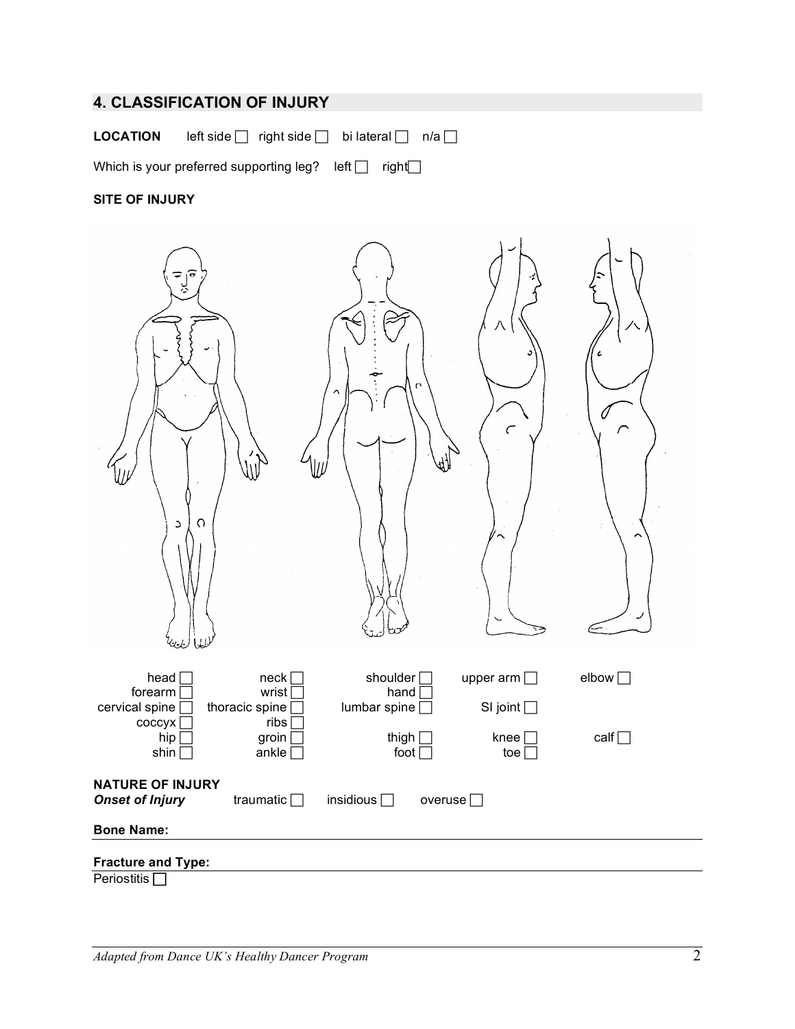## 4. CLASSIFICATION OF INJURY

**LOCATION** left side ☐ right side ☐ bi lateral ☐ n/a ☐

Which is your preferred supporting leg? left ☐ right ☐

**SITE OF INJURY**

| | | | | |
|---|---|---|---|---|
| head ☐ | neck ☐ | shoulder ☐ | upper arm ☐ | elbow ☐ |
| forearm ☐ | wrist ☐ | hand ☐ | | |
| cervical spine ☐ | thoracic spine ☐ | lumbar spine ☐ | SI joint ☐ | |
| coccyx ☐ | ribs ☐ | | | |
| hip ☐ | groin ☐ | thigh ☐ | knee ☐ | calf ☐ |
| shin ☐ | ankle ☐ | foot ☐ | toe ☐ | |

**NATURE OF INJURY**

***Onset of Injury*** traumatic ☐ insidious ☐ overuse ☐

**Bone Name:**

---

**Fracture and Type:**

---

Periostitis ☐

*Adapted from Dance UK's Healthy Dancer Program*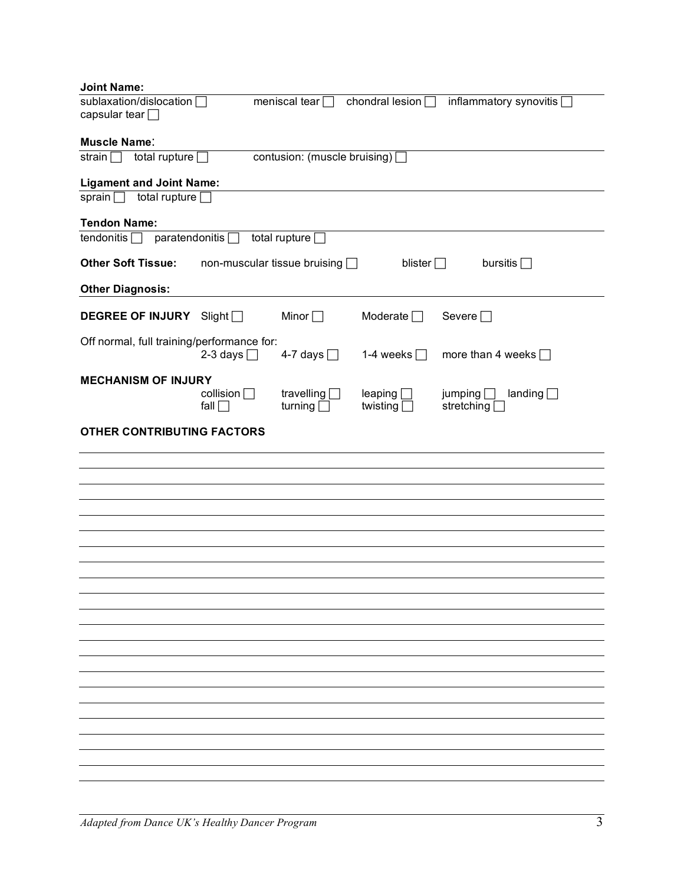**Joint Name:**

sublaxation/dislocation ☐ meniscal tear ☐ chondral lesion ☐ inflammatory synovitis ☐
capsular tear ☐

**Muscle Name**:

strain ☐ total rupture ☐ contusion: (muscle bruising) ☐

**Ligament and Joint Name:**

sprain ☐ total rupture ☐

**Tendon Name:**

tendonitis ☐ paratendonitis ☐ total rupture ☐

**Other Soft Tissue:** non-muscular tissue bruising ☐ blister ☐ bursitis ☐

**Other Diagnosis:**

**DEGREE OF INJURY** Slight ☐ Minor ☐ Moderate ☐ Severe ☐

Off normal, full training/performance for:
2-3 days ☐ 4-7 days ☐ 1-4 weeks ☐ more than 4 weeks ☐

**MECHANISM OF INJURY**
collision ☐ travelling ☐ leaping ☐ jumping ☐ landing ☐
fall ☐ turning ☐ twisting ☐ stretching ☐

**OTHER CONTRIBUTING FACTORS**

*Adapted from Dance UK's Healthy Dancer Program*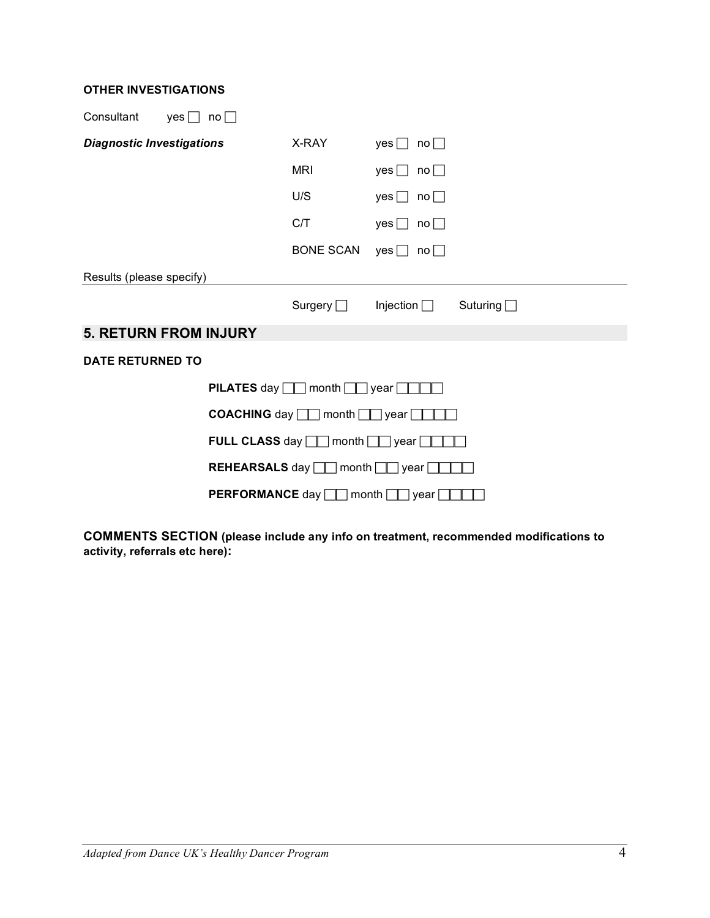**OTHER INVESTIGATIONS**

Consultant yes ☐ no ☐

| | | |
|---|---|---|
| ***Diagnostic Investigations*** | X-RAY | yes ☐ no ☐ |
| | MRI | yes ☐ no ☐ |
| | U/S | yes ☐ no ☐ |
| | C/T | yes ☐ no ☐ |
| | BONE SCAN | yes ☐ no ☐ |

Results (please specify)

Surgery ☐ Injection ☐ Suturing ☐

## 5. RETURN FROM INJURY

**DATE RETURNED TO**

**PILATES** day ☐☐ month ☐☐ year ☐☐☐☐

**COACHING** day ☐☐ month ☐☐ year ☐☐☐☐

**FULL CLASS** day ☐☐ month ☐☐ year ☐☐☐☐

**REHEARSALS** day ☐☐ month ☐☐ year ☐☐☐☐

**PERFORMANCE** day ☐☐ month ☐☐ year ☐☐☐☐

**COMMENTS SECTION (please include any info on treatment, recommended modifications to activity, referrals etc here):**

*Adapted from Dance UK's Healthy Dancer Program*